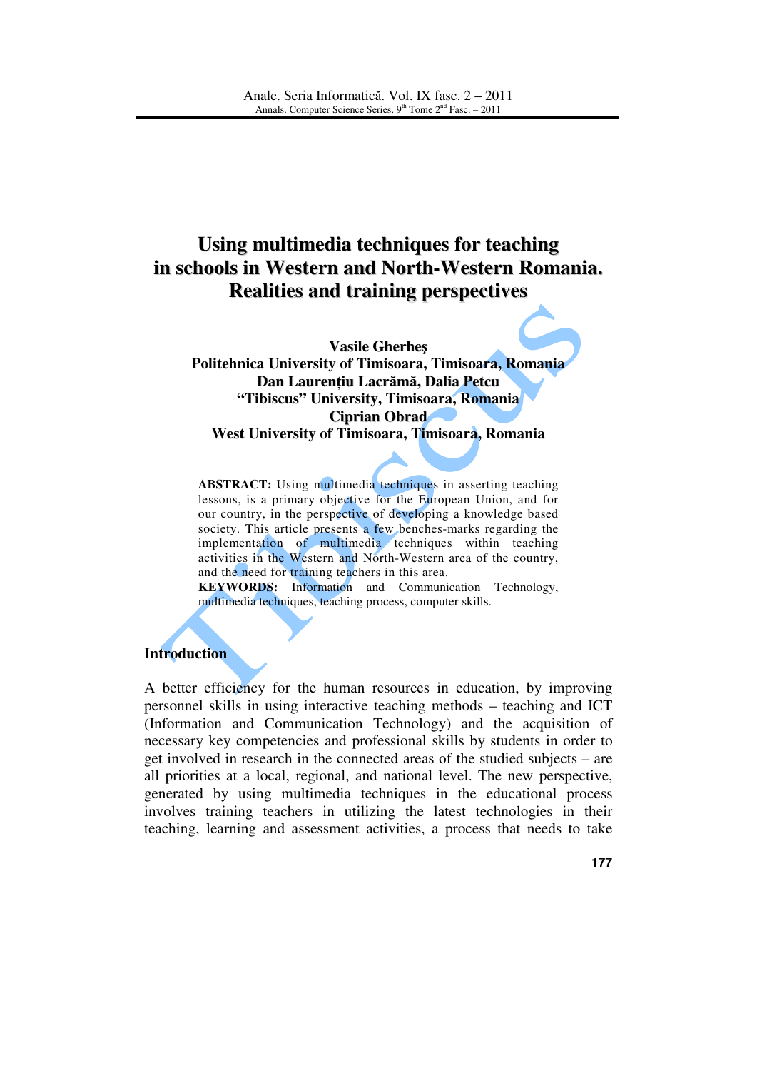# Using multimedia techniques for teaching in schools in Western and North-Western Romania. Realities and training perspectives

**Vasile Gherheş**
**Politehnica University of Timisoara, Timisoara, Romania**
**Dan Laurenţiu Lacrămă, Dalia Petcu**
**"Tibiscus" University, Timisoara, Romania**
**Ciprian Obrad**
**West University of Timisoara, Timisoara, Romania**

**ABSTRACT:** Using multimedia techniques in asserting teaching lessons, is a primary objective for the European Union, and for our country, in the perspective of developing a knowledge based society. This article presents a few benches-marks regarding the implementation of multimedia techniques within teaching activities in the Western and North-Western area of the country, and the need for training teachers in this area.

**KEYWORDS:** Information and Communication Technology, multimedia techniques, teaching process, computer skills.

## Introduction

A better efficiency for the human resources in education, by improving personnel skills in using interactive teaching methods – teaching and ICT (Information and Communication Technology) and the acquisition of necessary key competencies and professional skills by students in order to get involved in research in the connected areas of the studied subjects – are all priorities at a local, regional, and national level. The new perspective, generated by using multimedia techniques in the educational process involves training teachers in utilizing the latest technologies in their teaching, learning and assessment activities, a process that needs to take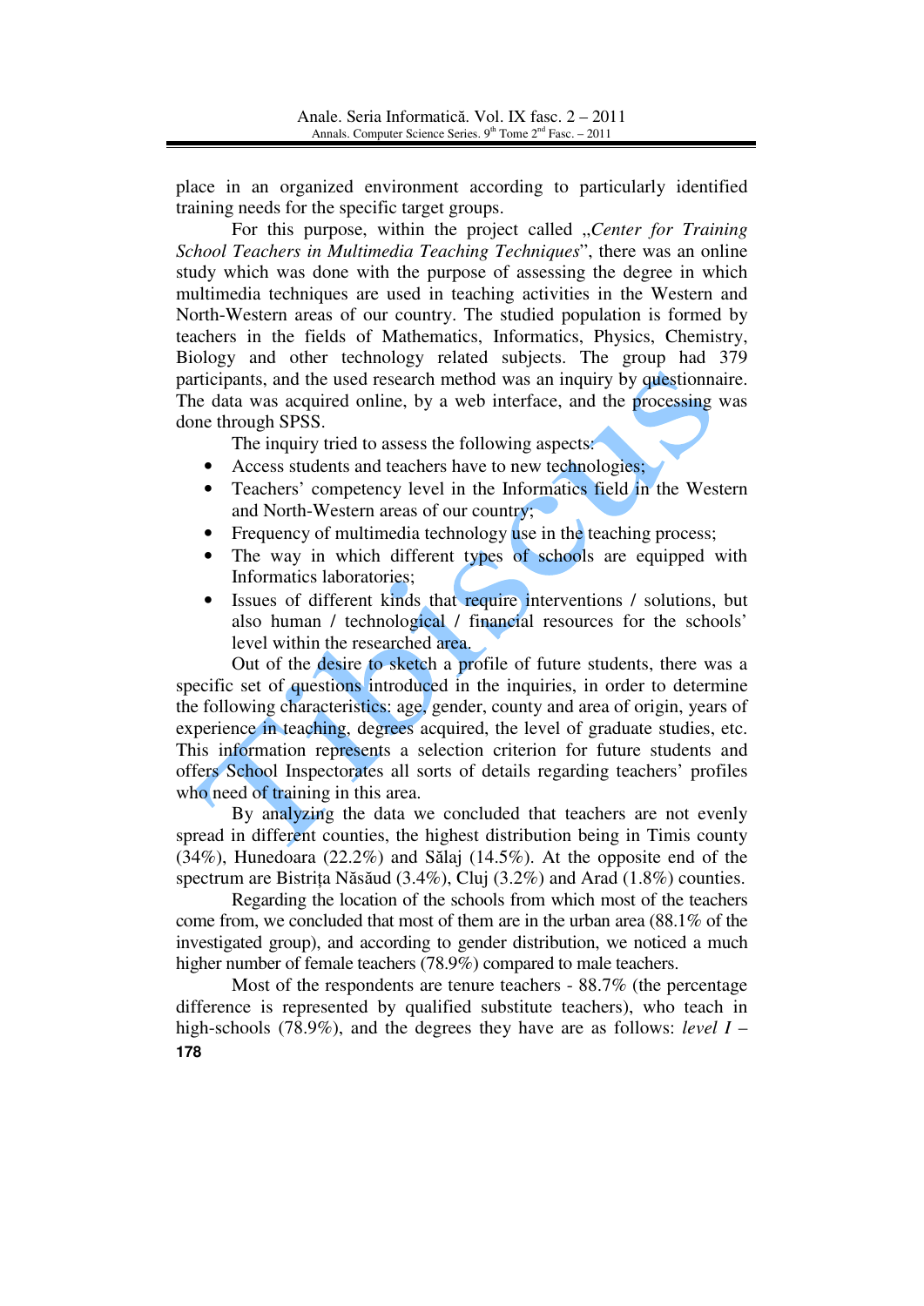place in an organized environment according to particularly identified training needs for the specific target groups.

For this purpose, within the project called „*Center for Training School Teachers in Multimedia Teaching Techniques*", there was an online study which was done with the purpose of assessing the degree in which multimedia techniques are used in teaching activities in the Western and North-Western areas of our country. The studied population is formed by teachers in the fields of Mathematics, Informatics, Physics, Chemistry, Biology and other technology related subjects. The group had 379 participants, and the used research method was an inquiry by questionnaire. The data was acquired online, by a web interface, and the processing was done through SPSS.

The inquiry tried to assess the following aspects:

- Access students and teachers have to new technologies;
- Teachers' competency level in the Informatics field in the Western and North-Western areas of our country;
- Frequency of multimedia technology use in the teaching process;
- The way in which different types of schools are equipped with Informatics laboratories;
- Issues of different kinds that require interventions / solutions, but also human / technological / financial resources for the schools' level within the researched area.

Out of the desire to sketch a profile of future students, there was a specific set of questions introduced in the inquiries, in order to determine the following characteristics: age, gender, county and area of origin, years of experience in teaching, degrees acquired, the level of graduate studies, etc. This information represents a selection criterion for future students and offers School Inspectorates all sorts of details regarding teachers' profiles who need of training in this area.

By analyzing the data we concluded that teachers are not evenly spread in different counties, the highest distribution being in Timis county (34%), Hunedoara (22.2%) and Sălaj (14.5%). At the opposite end of the spectrum are Bistrița Năsăud (3.4%), Cluj (3.2%) and Arad (1.8%) counties.

Regarding the location of the schools from which most of the teachers come from, we concluded that most of them are in the urban area (88.1% of the investigated group), and according to gender distribution, we noticed a much higher number of female teachers (78.9%) compared to male teachers.

Most of the respondents are tenure teachers - 88.7% (the percentage difference is represented by qualified substitute teachers), who teach in high-schools (78.9%), and the degrees they have are as follows: *level I* –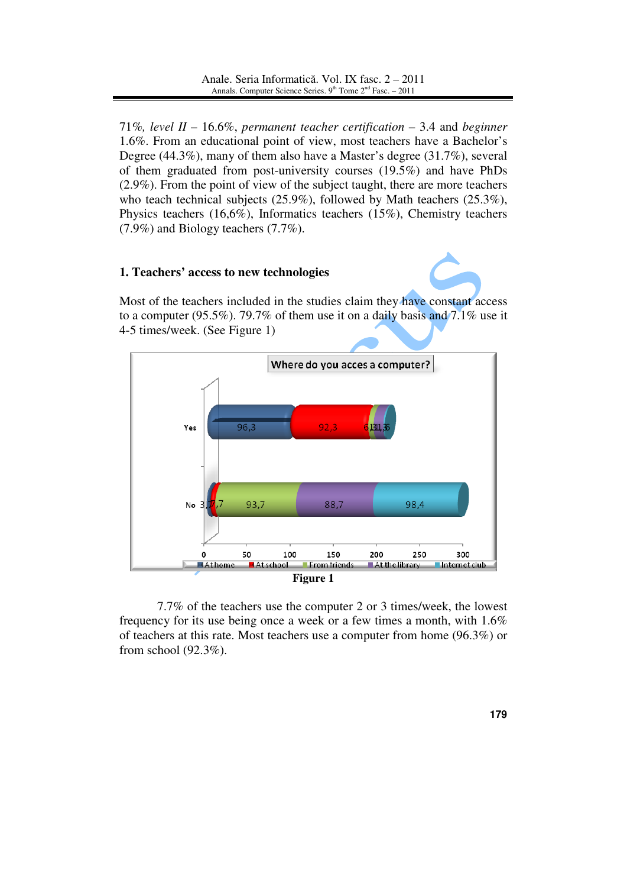71%, *level II* – 16.6%, *permanent teacher certification* – 3.4 and *beginner* 1.6%. From an educational point of view, most teachers have a Bachelor's Degree (44.3%), many of them also have a Master's degree (31.7%), several of them graduated from post-university courses (19.5%) and have PhDs (2.9%). From the point of view of the subject taught, there are more teachers who teach technical subjects (25.9%), followed by Math teachers (25.3%), Physics teachers (16,6%), Informatics teachers (15%), Chemistry teachers (7.9%) and Biology teachers (7.7%).

## 1. Teachers' access to new technologies

Most of the teachers included in the studies claim they have constant access to a computer (95.5%). 79.7% of them use it on a daily basis and 7.1% use it 4-5 times/week. (See Figure 1)

Where do you acces a computer?

Yes
96,3
92,3
6
1,3
1,6

No
3,7
7,7
93,7
88,7
98,4

0
50
100
150
200
250
300

At home
At school
From friends
At the library
Internet club

**Figure 1**

7.7% of the teachers use the computer 2 or 3 times/week, the lowest frequency for its use being once a week or a few times a month, with 1.6% of teachers at this rate. Most teachers use a computer from home (96.3%) or from school (92.3%).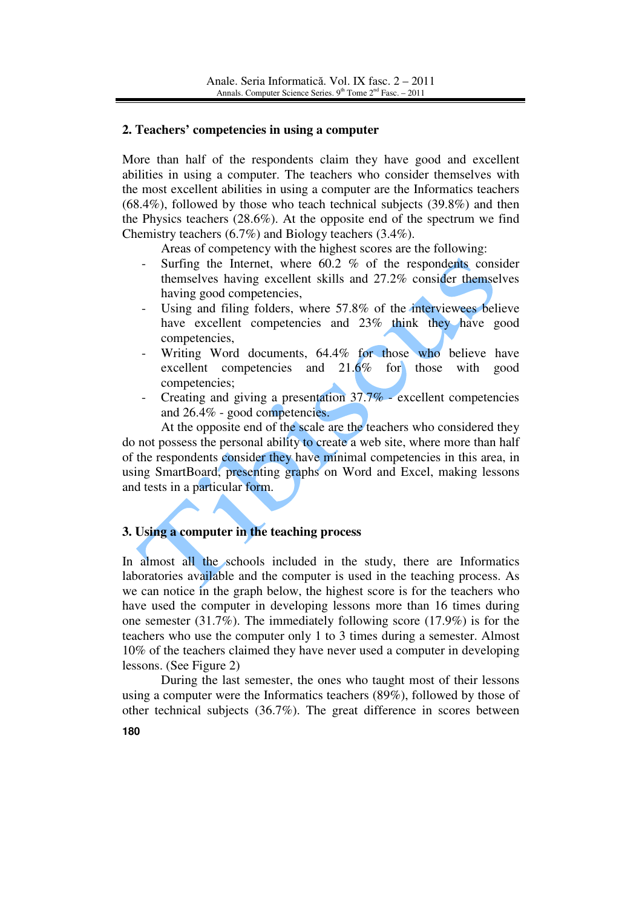## 2. Teachers' competencies in using a computer

More than half of the respondents claim they have good and excellent abilities in using a computer. The teachers who consider themselves with the most excellent abilities in using a computer are the Informatics teachers (68.4%), followed by those who teach technical subjects (39.8%) and then the Physics teachers (28.6%). At the opposite end of the spectrum we find Chemistry teachers (6.7%) and Biology teachers (3.4%).

Areas of competency with the highest scores are the following:

- Surfing the Internet, where 60.2 % of the respondents consider themselves having excellent skills and 27.2% consider themselves having good competencies,
- Using and filing folders, where 57.8% of the interviewees believe have excellent competencies and 23% think they have good competencies,
- Writing Word documents, 64.4% for those who believe have excellent competencies and 21.6% for those with good competencies;
- Creating and giving a presentation 37.7% - excellent competencies and 26.4% - good competencies.

At the opposite end of the scale are the teachers who considered they do not possess the personal ability to create a web site, where more than half of the respondents consider they have minimal competencies in this area, in using SmartBoard, presenting graphs on Word and Excel, making lessons and tests in a particular form.

## 3. Using a computer in the teaching process

In almost all the schools included in the study, there are Informatics laboratories available and the computer is used in the teaching process. As we can notice in the graph below, the highest score is for the teachers who have used the computer in developing lessons more than 16 times during one semester (31.7%). The immediately following score (17.9%) is for the teachers who use the computer only 1 to 3 times during a semester. Almost 10% of the teachers claimed they have never used a computer in developing lessons. (See Figure 2)

During the last semester, the ones who taught most of their lessons using a computer were the Informatics teachers (89%), followed by those of other technical subjects (36.7%). The great difference in scores between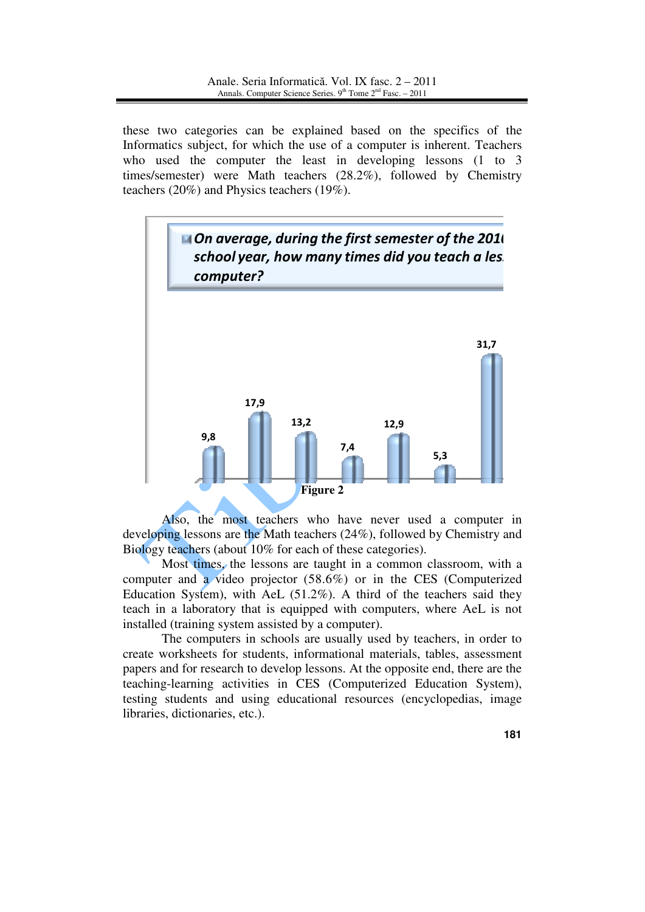these two categories can be explained based on the specifics of the Informatics subject, for which the use of a computer is inherent. Teachers who used the computer the least in developing lessons (1 to 3 times/semester) were Math teachers (28.2%), followed by Chemistry teachers (20%) and Physics teachers (19%).

*On average, during the first semester of the 2010 school year, how many times did you teach a les. computer?*

9,8
17,9
13,2
7,4
12,9
5,3
31,7

**Figure 2**

Also, the most teachers who have never used a computer in developing lessons are the Math teachers (24%), followed by Chemistry and Biology teachers (about 10% for each of these categories).

Most times, the lessons are taught in a common classroom, with a computer and a video projector (58.6%) or in the CES (Computerized Education System), with AeL (51.2%). A third of the teachers said they teach in a laboratory that is equipped with computers, where AeL is not installed (training system assisted by a computer).

The computers in schools are usually used by teachers, in order to create worksheets for students, informational materials, tables, assessment papers and for research to develop lessons. At the opposite end, there are the teaching-learning activities in CES (Computerized Education System), testing students and using educational resources (encyclopedias, image libraries, dictionaries, etc.).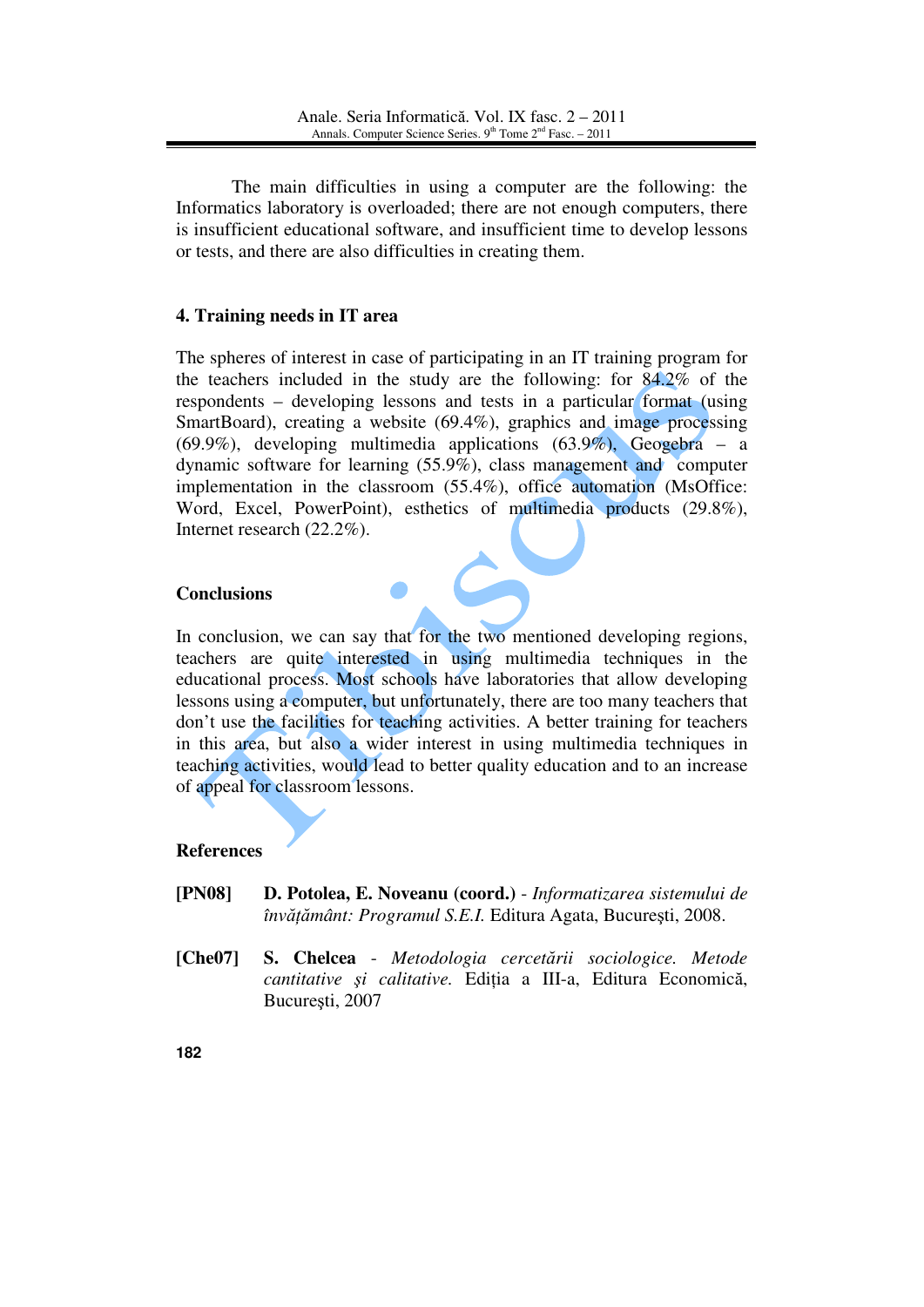The main difficulties in using a computer are the following: the Informatics laboratory is overloaded; there are not enough computers, there is insufficient educational software, and insufficient time to develop lessons or tests, and there are also difficulties in creating them.

## 4. Training needs in IT area

The spheres of interest in case of participating in an IT training program for the teachers included in the study are the following: for 84.2% of the respondents – developing lessons and tests in a particular format (using SmartBoard), creating a website (69.4%), graphics and image processing (69.9%), developing multimedia applications (63.9%), Geogebra – a dynamic software for learning (55.9%), class management and computer implementation in the classroom (55.4%), office automation (MsOffice: Word, Excel, PowerPoint), esthetics of multimedia products (29.8%), Internet research (22.2%).

## Conclusions

In conclusion, we can say that for the two mentioned developing regions, teachers are quite interested in using multimedia techniques in the educational process. Most schools have laboratories that allow developing lessons using a computer, but unfortunately, there are too many teachers that don't use the facilities for teaching activities. A better training for teachers in this area, but also a wider interest in using multimedia techniques in teaching activities, would lead to better quality education and to an increase of appeal for classroom lessons.

## References

**[PN08]** **D. Potolea, E. Noveanu (coord.)** - *Informatizarea sistemului de învățământ: Programul S.E.I.* Editura Agata, București, 2008.

**[Che07]** **S. Chelcea** - *Metodologia cercetării sociologice. Metode cantitative și calitative.* Ediția a III-a, Editura Economică, București, 2007